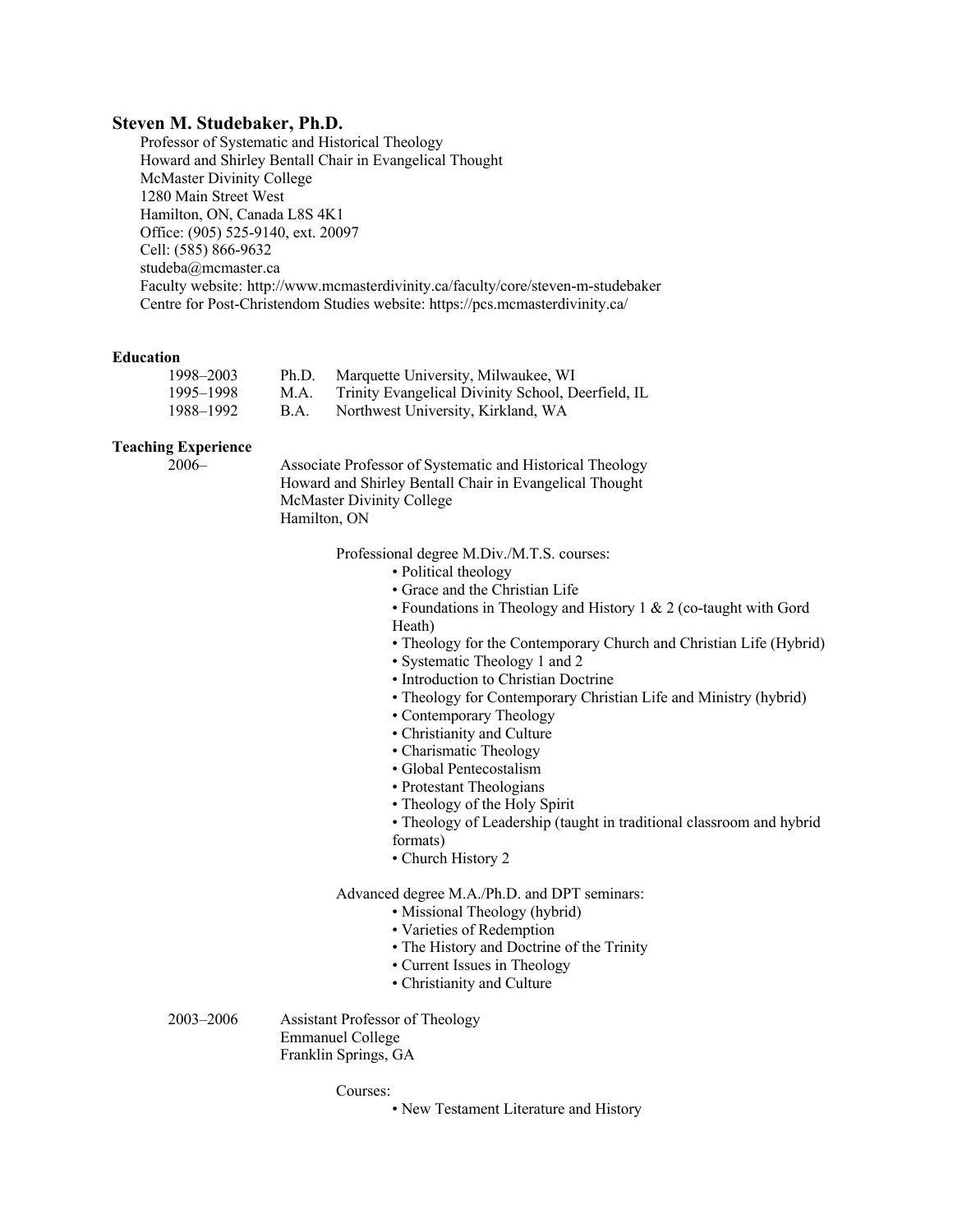**Steven M. Studebaker, Ph.D.**

Professor of Systematic and Historical Theology
Howard and Shirley Bentall Chair in Evangelical Thought
McMaster Divinity College
1280 Main Street West
Hamilton, ON, Canada L8S 4K1
Office: (905) 525-9140, ext. 20097
Cell: (585) 866-9632
studeba@mcmaster.ca
Faculty website: http://www.mcmasterdivinity.ca/faculty/core/steven-m-studebaker
Centre for Post-Christendom Studies website: https://pcs.mcmasterdivinity.ca/

**Education**

| | | |
|---|---|---|
| 1998–2003 | Ph.D. | Marquette University, Milwaukee, WI |
| 1995–1998 | M.A. | Trinity Evangelical Divinity School, Deerfield, IL |
| 1988–1992 | B.A. | Northwest University, Kirkland, WA |

**Teaching Experience**

2006–

Associate Professor of Systematic and Historical Theology
Howard and Shirley Bentall Chair in Evangelical Thought
McMaster Divinity College
Hamilton, ON

Professional degree M.Div./M.T.S. courses:

- Political theology
- Grace and the Christian Life
- Foundations in Theology and History 1 & 2 (co-taught with Gord Heath)
- Theology for the Contemporary Church and Christian Life (Hybrid)
- Systematic Theology 1 and 2
- Introduction to Christian Doctrine
- Theology for Contemporary Christian Life and Ministry (hybrid)
- Contemporary Theology
- Christianity and Culture
- Charismatic Theology
- Global Pentecostalism
- Protestant Theologians
- Theology of the Holy Spirit
- Theology of Leadership (taught in traditional classroom and hybrid formats)
- Church History 2

Advanced degree M.A./Ph.D. and DPT seminars:

- Missional Theology (hybrid)
- Varieties of Redemption
- The History and Doctrine of the Trinity
- Current Issues in Theology
- Christianity and Culture

2003–2006

Assistant Professor of Theology
Emmanuel College
Franklin Springs, GA

Courses:

- New Testament Literature and History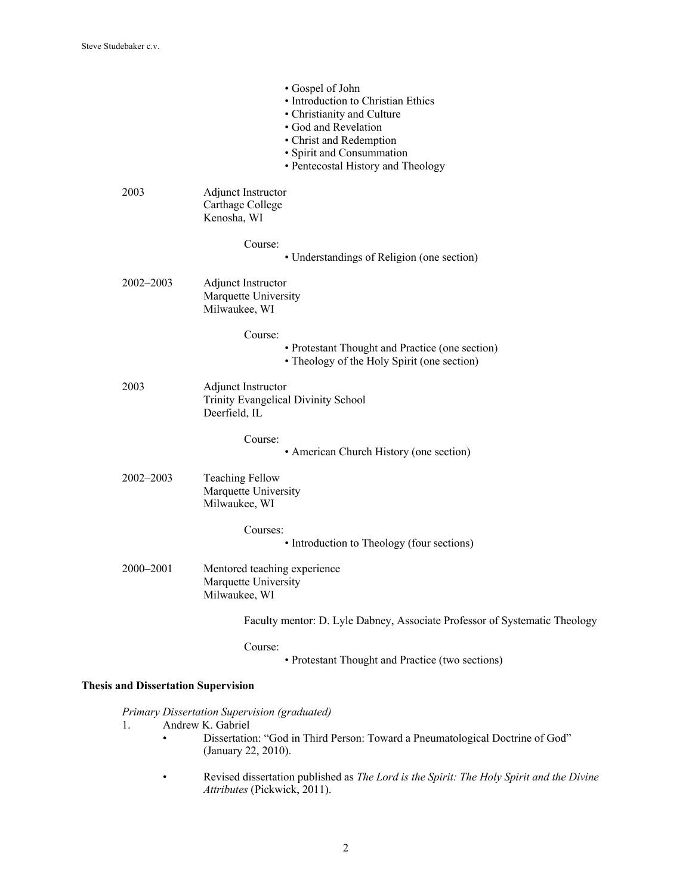- Gospel of John
- Introduction to Christian Ethics
- Christianity and Culture
- God and Revelation
- Christ and Redemption
- Spirit and Consummation
- Pentecostal History and Theology

2003 Adjunct Instructor
Carthage College
Kenosha, WI

Course:

- Understandings of Religion (one section)

2002–2003 Adjunct Instructor
Marquette University
Milwaukee, WI

Course:

- Protestant Thought and Practice (one section)
- Theology of the Holy Spirit (one section)

2003 Adjunct Instructor
Trinity Evangelical Divinity School
Deerfield, IL

Course:

- American Church History (one section)

2002–2003 Teaching Fellow
Marquette University
Milwaukee, WI

Courses:

- Introduction to Theology (four sections)

2000–2001 Mentored teaching experience
Marquette University
Milwaukee, WI

Faculty mentor: D. Lyle Dabney, Associate Professor of Systematic Theology

Course:

- Protestant Thought and Practice (two sections)

**Thesis and Dissertation Supervision**

*Primary Dissertation Supervision (graduated)*

1. Andrew K. Gabriel
   - Dissertation: "God in Third Person: Toward a Pneumatological Doctrine of God" (January 22, 2010).
   - Revised dissertation published as *The Lord is the Spirit: The Holy Spirit and the Divine Attributes* (Pickwick, 2011).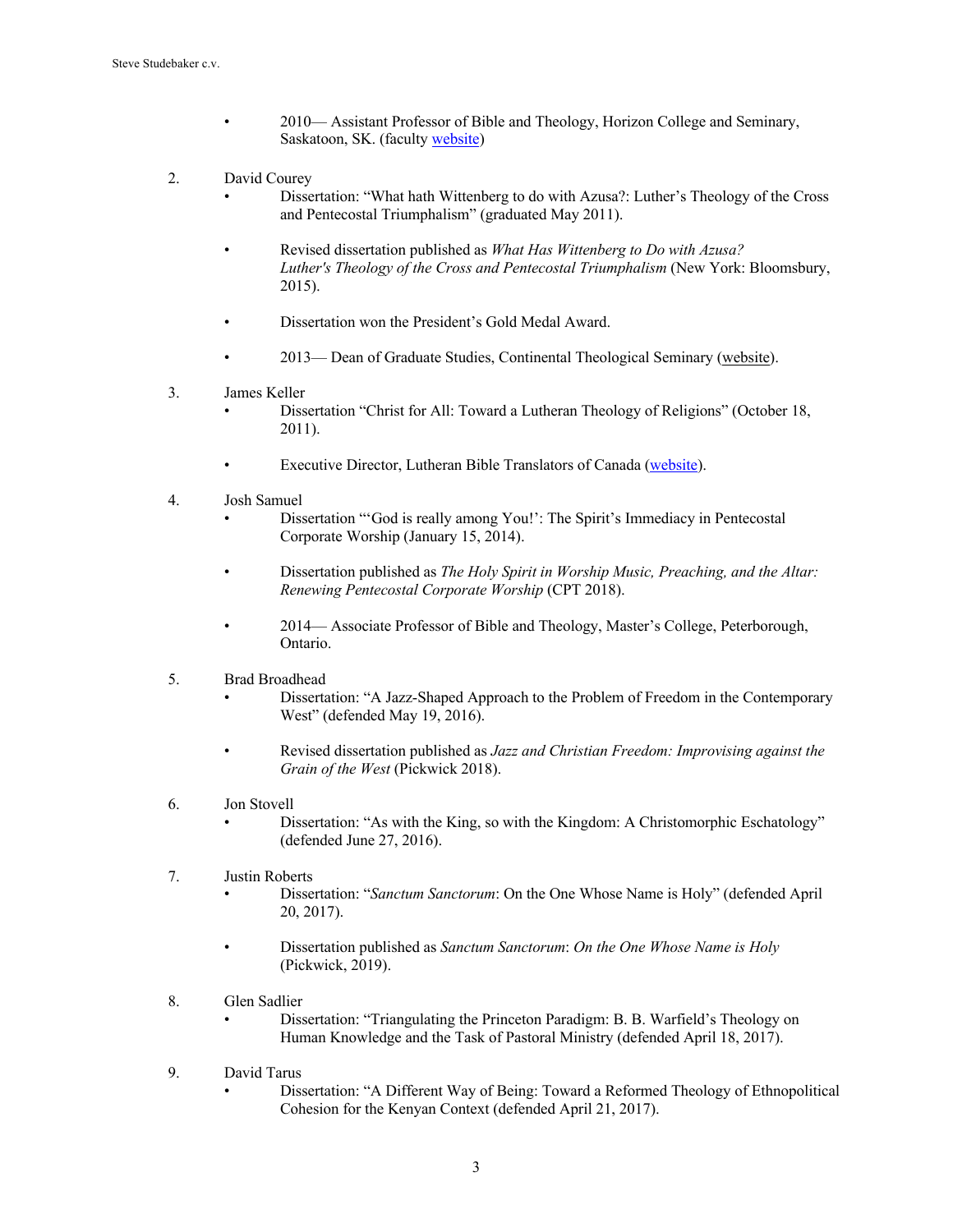- 2010— Assistant Professor of Bible and Theology, Horizon College and Seminary, Saskatoon, SK. (faculty website)

2. David Courey
   - Dissertation: "What hath Wittenberg to do with Azusa?: Luther's Theology of the Cross and Pentecostal Triumphalism" (graduated May 2011).
   - Revised dissertation published as *What Has Wittenberg to Do with Azusa? Luther's Theology of the Cross and Pentecostal Triumphalism* (New York: Bloomsbury, 2015).
   - Dissertation won the President's Gold Medal Award.
   - 2013— Dean of Graduate Studies, Continental Theological Seminary (website).

3. James Keller
   - Dissertation "Christ for All: Toward a Lutheran Theology of Religions" (October 18, 2011).
   - Executive Director, Lutheran Bible Translators of Canada (website).

4. Josh Samuel
   - Dissertation "'God is really among You!': The Spirit's Immediacy in Pentecostal Corporate Worship (January 15, 2014).
   - Dissertation published as *The Holy Spirit in Worship Music, Preaching, and the Altar: Renewing Pentecostal Corporate Worship* (CPT 2018).
   - 2014— Associate Professor of Bible and Theology, Master's College, Peterborough, Ontario.

5. Brad Broadhead
   - Dissertation: "A Jazz-Shaped Approach to the Problem of Freedom in the Contemporary West" (defended May 19, 2016).
   - Revised dissertation published as *Jazz and Christian Freedom: Improvising against the Grain of the West* (Pickwick 2018).

6. Jon Stovell
   - Dissertation: "As with the King, so with the Kingdom: A Christomorphic Eschatology" (defended June 27, 2016).

7. Justin Roberts
   - Dissertation: "*Sanctum Sanctorum*: On the One Whose Name is Holy" (defended April 20, 2017).
   - Dissertation published as *Sanctum Sanctorum*: *On the One Whose Name is Holy* (Pickwick, 2019).

8. Glen Sadlier
   - Dissertation: "Triangulating the Princeton Paradigm: B. B. Warfield's Theology on Human Knowledge and the Task of Pastoral Ministry (defended April 18, 2017).

9. David Tarus
   - Dissertation: "A Different Way of Being: Toward a Reformed Theology of Ethnopolitical Cohesion for the Kenyan Context (defended April 21, 2017).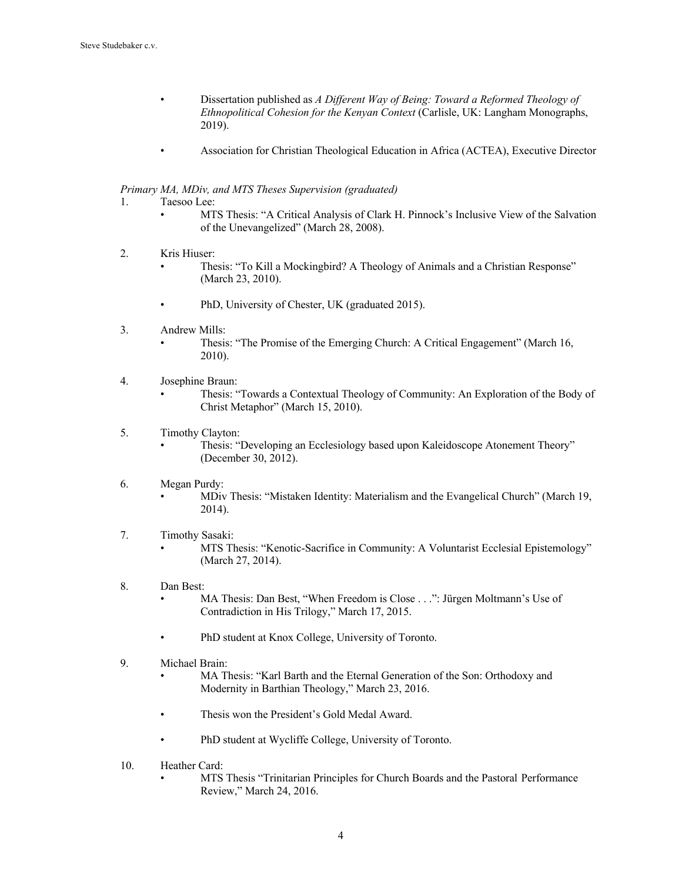- Dissertation published as *A Different Way of Being: Toward a Reformed Theology of Ethnopolitical Cohesion for the Kenyan Context* (Carlisle, UK: Langham Monographs, 2019).
- Association for Christian Theological Education in Africa (ACTEA), Executive Director

*Primary MA, MDiv, and MTS Theses Supervision (graduated)*

1. Taesoo Lee:
   - MTS Thesis: "A Critical Analysis of Clark H. Pinnock's Inclusive View of the Salvation of the Unevangelized" (March 28, 2008).
2. Kris Hiuser:
   - Thesis: "To Kill a Mockingbird? A Theology of Animals and a Christian Response" (March 23, 2010).
   - PhD, University of Chester, UK (graduated 2015).
3. Andrew Mills:
   - Thesis: "The Promise of the Emerging Church: A Critical Engagement" (March 16, 2010).
4. Josephine Braun:
   - Thesis: "Towards a Contextual Theology of Community: An Exploration of the Body of Christ Metaphor" (March 15, 2010).
5. Timothy Clayton:
   - Thesis: "Developing an Ecclesiology based upon Kaleidoscope Atonement Theory" (December 30, 2012).
6. Megan Purdy:
   - MDiv Thesis: "Mistaken Identity: Materialism and the Evangelical Church" (March 19, 2014).
7. Timothy Sasaki:
   - MTS Thesis: "Kenotic-Sacrifice in Community: A Voluntarist Ecclesial Epistemology" (March 27, 2014).
8. Dan Best:
   - MA Thesis: Dan Best, "When Freedom is Close . . .": Jürgen Moltmann's Use of Contradiction in His Trilogy," March 17, 2015.
   - PhD student at Knox College, University of Toronto.
9. Michael Brain:
   - MA Thesis: "Karl Barth and the Eternal Generation of the Son: Orthodoxy and Modernity in Barthian Theology," March 23, 2016.
   - Thesis won the President's Gold Medal Award.
   - PhD student at Wycliffe College, University of Toronto.
10. Heather Card:
    - MTS Thesis "Trinitarian Principles for Church Boards and the Pastoral Performance Review," March 24, 2016.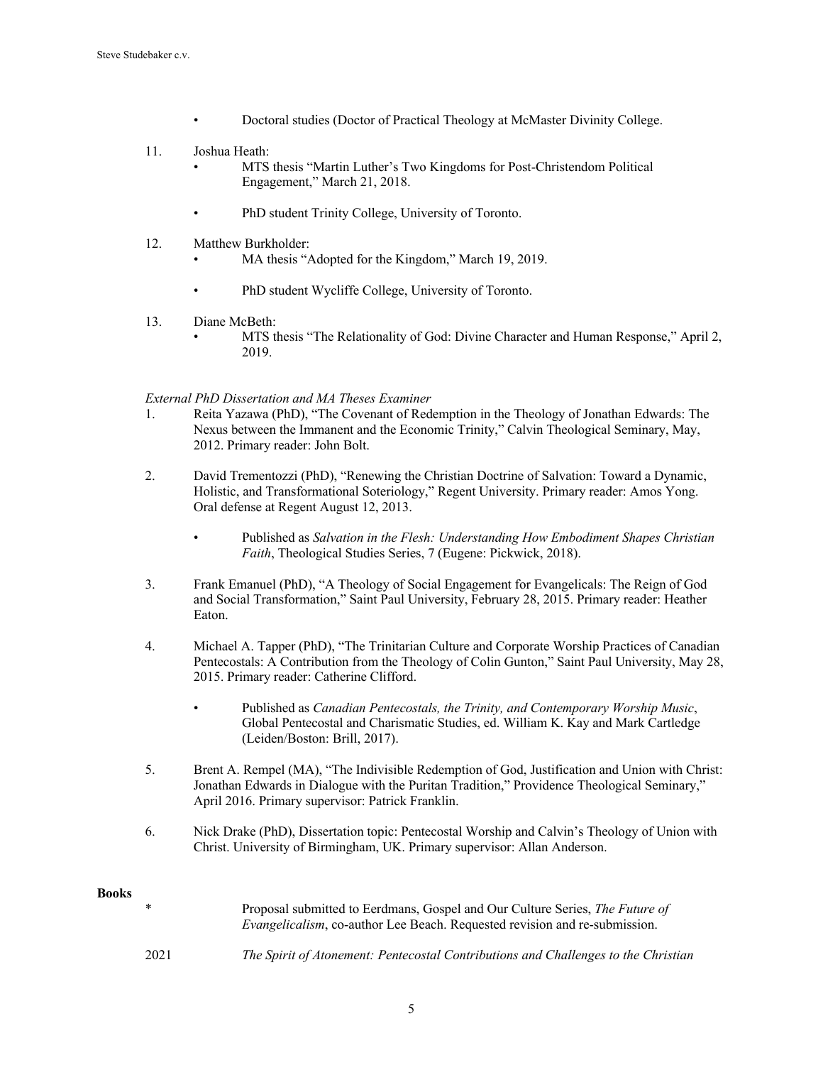- Doctoral studies (Doctor of Practical Theology at McMaster Divinity College.

11. Joshua Heath:
    - MTS thesis "Martin Luther's Two Kingdoms for Post-Christendom Political Engagement," March 21, 2018.
    - PhD student Trinity College, University of Toronto.

12. Matthew Burkholder:
    - MA thesis "Adopted for the Kingdom," March 19, 2019.
    - PhD student Wycliffe College, University of Toronto.

13. Diane McBeth:
    - MTS thesis "The Relationality of God: Divine Character and Human Response," April 2, 2019.

*External PhD Dissertation and MA Theses Examiner*

1. Reita Yazawa (PhD), "The Covenant of Redemption in the Theology of Jonathan Edwards: The Nexus between the Immanent and the Economic Trinity," Calvin Theological Seminary, May, 2012. Primary reader: John Bolt.

2. David Trementozzi (PhD), "Renewing the Christian Doctrine of Salvation: Toward a Dynamic, Holistic, and Transformational Soteriology," Regent University. Primary reader: Amos Yong. Oral defense at Regent August 12, 2013.
    - Published as *Salvation in the Flesh: Understanding How Embodiment Shapes Christian Faith*, Theological Studies Series, 7 (Eugene: Pickwick, 2018).

3. Frank Emanuel (PhD), "A Theology of Social Engagement for Evangelicals: The Reign of God and Social Transformation," Saint Paul University, February 28, 2015. Primary reader: Heather Eaton.

4. Michael A. Tapper (PhD), "The Trinitarian Culture and Corporate Worship Practices of Canadian Pentecostals: A Contribution from the Theology of Colin Gunton," Saint Paul University, May 28, 2015. Primary reader: Catherine Clifford.
    - Published as *Canadian Pentecostals, the Trinity, and Contemporary Worship Music*, Global Pentecostal and Charismatic Studies, ed. William K. Kay and Mark Cartledge (Leiden/Boston: Brill, 2017).

5. Brent A. Rempel (MA), "The Indivisible Redemption of God, Justification and Union with Christ: Jonathan Edwards in Dialogue with the Puritan Tradition," Providence Theological Seminary," April 2016. Primary supervisor: Patrick Franklin.

6. Nick Drake (PhD), Dissertation topic: Pentecostal Worship and Calvin's Theology of Union with Christ. University of Birmingham, UK. Primary supervisor: Allan Anderson.

**Books**

\* Proposal submitted to Eerdmans, Gospel and Our Culture Series, *The Future of Evangelicalism*, co-author Lee Beach. Requested revision and re-submission.

2021 *The Spirit of Atonement: Pentecostal Contributions and Challenges to the Christian*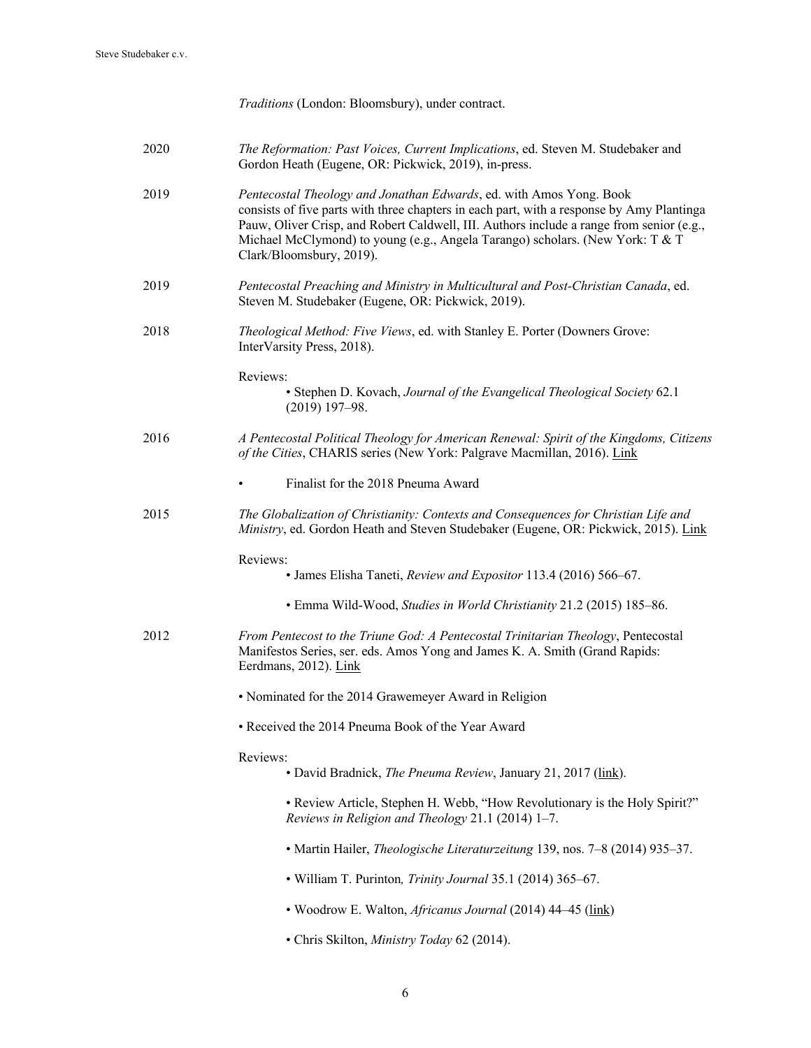*Traditions* (London: Bloomsbury), under contract.

2020 *The Reformation: Past Voices, Current Implications*, ed. Steven M. Studebaker and Gordon Heath (Eugene, OR: Pickwick, 2019), in-press.

2019 *Pentecostal Theology and Jonathan Edwards*, ed. with Amos Yong. Book consists of five parts with three chapters in each part, with a response by Amy Plantinga Pauw, Oliver Crisp, and Robert Caldwell, III. Authors include a range from senior (e.g., Michael McClymond) to young (e.g., Angela Tarango) scholars. (New York: T & T Clark/Bloomsbury, 2019).

2019 *Pentecostal Preaching and Ministry in Multicultural and Post-Christian Canada*, ed. Steven M. Studebaker (Eugene, OR: Pickwick, 2019).

2018 *Theological Method: Five Views*, ed. with Stanley E. Porter (Downers Grove: InterVarsity Press, 2018).

Reviews:

- Stephen D. Kovach, *Journal of the Evangelical Theological Society* 62.1 (2019) 197–98.

2016 *A Pentecostal Political Theology for American Renewal: Spirit of the Kingdoms, Citizens of the Cities*, CHARIS series (New York: Palgrave Macmillan, 2016). Link

- Finalist for the 2018 Pneuma Award

2015 *The Globalization of Christianity: Contexts and Consequences for Christian Life and Ministry*, ed. Gordon Heath and Steven Studebaker (Eugene, OR: Pickwick, 2015). Link

Reviews:

- James Elisha Taneti, *Review and Expositor* 113.4 (2016) 566–67.
- Emma Wild-Wood, *Studies in World Christianity* 21.2 (2015) 185–86.

2012 *From Pentecost to the Triune God: A Pentecostal Trinitarian Theology*, Pentecostal Manifestos Series, ser. eds. Amos Yong and James K. A. Smith (Grand Rapids: Eerdmans, 2012). Link

- Nominated for the 2014 Grawemeyer Award in Religion
- Received the 2014 Pneuma Book of the Year Award

Reviews:

- David Bradnick, *The Pneuma Review*, January 21, 2017 (link).
- Review Article, Stephen H. Webb, "How Revolutionary is the Holy Spirit?" *Reviews in Religion and Theology* 21.1 (2014) 1–7.
- Martin Hailer, *Theologische Literaturzeitung* 139, nos. 7–8 (2014) 935–37.
- William T. Purinton, *Trinity Journal* 35.1 (2014) 365–67.
- Woodrow E. Walton, *Africanus Journal* (2014) 44–45 (link)
- Chris Skilton, *Ministry Today* 62 (2014).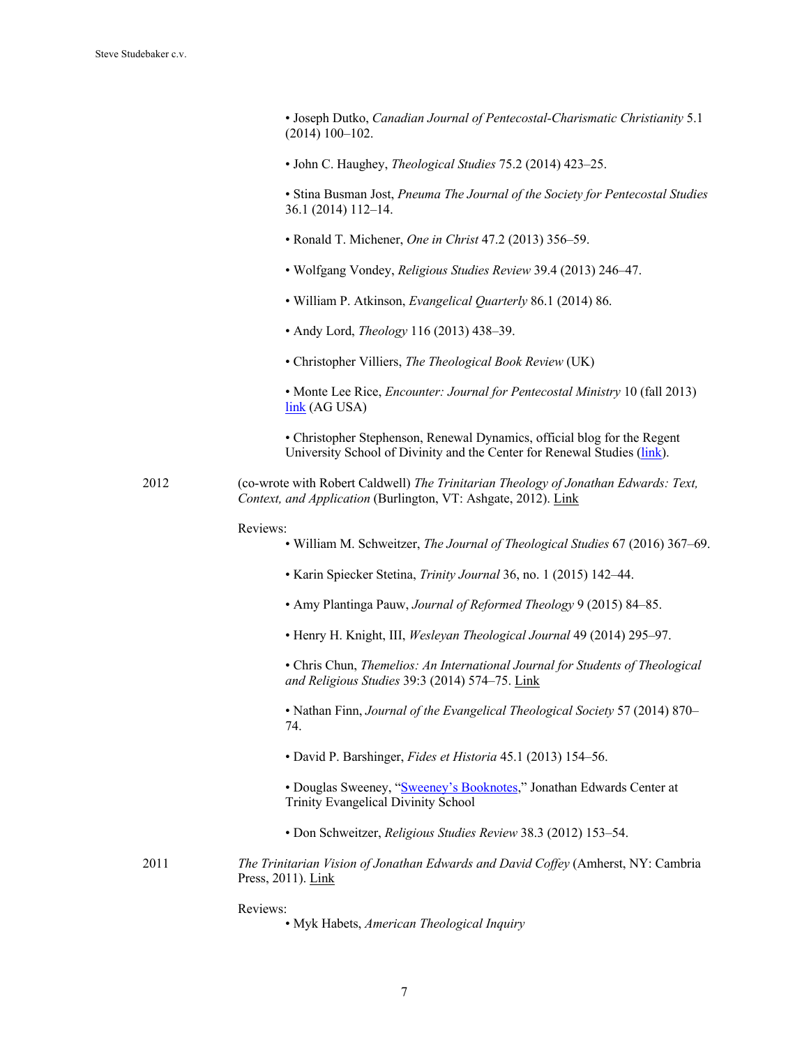- Joseph Dutko, *Canadian Journal of Pentecostal-Charismatic Christianity* 5.1 (2014) 100–102.
- John C. Haughey, *Theological Studies* 75.2 (2014) 423–25.
- Stina Busman Jost, *Pneuma The Journal of the Society for Pentecostal Studies* 36.1 (2014) 112–14.
- Ronald T. Michener, *One in Christ* 47.2 (2013) 356–59.
- Wolfgang Vondey, *Religious Studies Review* 39.4 (2013) 246–47.
- William P. Atkinson, *Evangelical Quarterly* 86.1 (2014) 86.
- Andy Lord, *Theology* 116 (2013) 438–39.
- Christopher Villiers, *The Theological Book Review* (UK)
- Monte Lee Rice, *Encounter: Journal for Pentecostal Ministry* 10 (fall 2013) link (AG USA)
- Christopher Stephenson, Renewal Dynamics, official blog for the Regent University School of Divinity and the Center for Renewal Studies (link).

2012 (co-wrote with Robert Caldwell) *The Trinitarian Theology of Jonathan Edwards: Text, Context, and Application* (Burlington, VT: Ashgate, 2012). Link

Reviews:

- William M. Schweitzer, *The Journal of Theological Studies* 67 (2016) 367–69.
- Karin Spiecker Stetina, *Trinity Journal* 36, no. 1 (2015) 142–44.
- Amy Plantinga Pauw, *Journal of Reformed Theology* 9 (2015) 84–85.
- Henry H. Knight, III, *Wesleyan Theological Journal* 49 (2014) 295–97.
- Chris Chun, *Themelios: An International Journal for Students of Theological and Religious Studies* 39:3 (2014) 574–75. Link
- Nathan Finn, *Journal of the Evangelical Theological Society* 57 (2014) 870–74.
- David P. Barshinger, *Fides et Historia* 45.1 (2013) 154–56.
- Douglas Sweeney, "Sweeney's Booknotes," Jonathan Edwards Center at Trinity Evangelical Divinity School
- Don Schweitzer, *Religious Studies Review* 38.3 (2012) 153–54.

2011 *The Trinitarian Vision of Jonathan Edwards and David Coffey* (Amherst, NY: Cambria Press, 2011). Link

Reviews:

- Myk Habets, *American Theological Inquiry*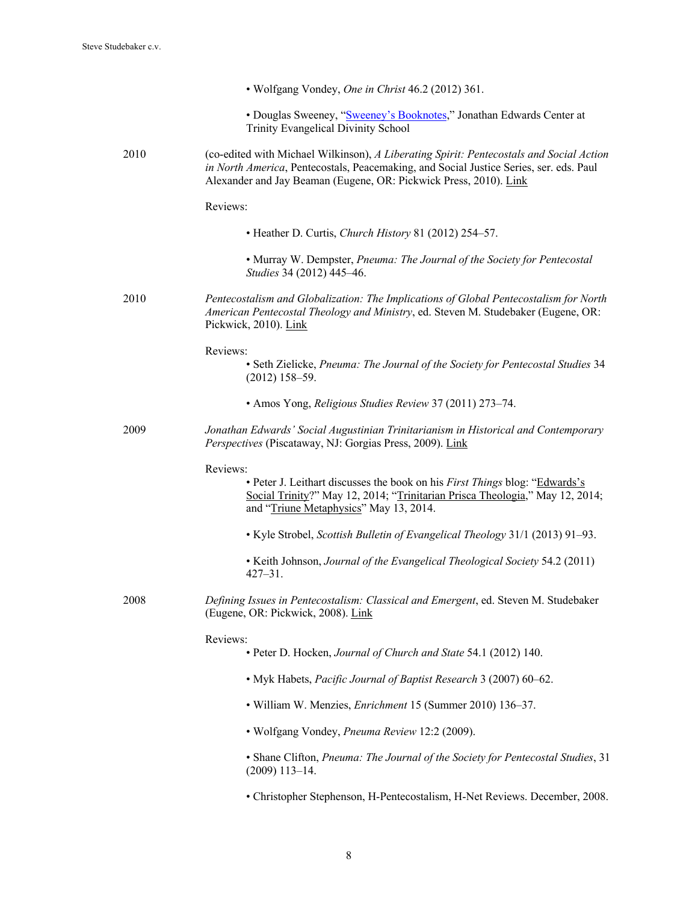• Wolfgang Vondey, *One in Christ* 46.2 (2012) 361.

• Douglas Sweeney, "Sweeney's Booknotes," Jonathan Edwards Center at Trinity Evangelical Divinity School

2010 (co-edited with Michael Wilkinson), *A Liberating Spirit: Pentecostals and Social Action in North America*, Pentecostals, Peacemaking, and Social Justice Series, ser. eds. Paul Alexander and Jay Beaman (Eugene, OR: Pickwick Press, 2010). Link

Reviews:

• Heather D. Curtis, *Church History* 81 (2012) 254–57.

• Murray W. Dempster, *Pneuma: The Journal of the Society for Pentecostal Studies* 34 (2012) 445–46.

2010 *Pentecostalism and Globalization: The Implications of Global Pentecostalism for North American Pentecostal Theology and Ministry*, ed. Steven M. Studebaker (Eugene, OR: Pickwick, 2010). Link

Reviews:

• Seth Zielicke, *Pneuma: The Journal of the Society for Pentecostal Studies* 34 (2012) 158–59.

• Amos Yong, *Religious Studies Review* 37 (2011) 273–74.

2009 *Jonathan Edwards' Social Augustinian Trinitarianism in Historical and Contemporary Perspectives* (Piscataway, NJ: Gorgias Press, 2009). Link

Reviews:

• Peter J. Leithart discusses the book on his *First Things* blog: "Edwards's Social Trinity?" May 12, 2014; "Trinitarian Prisca Theologia," May 12, 2014; and "Triune Metaphysics" May 13, 2014.

• Kyle Strobel, *Scottish Bulletin of Evangelical Theology* 31/1 (2013) 91–93.

• Keith Johnson, *Journal of the Evangelical Theological Society* 54.2 (2011) 427–31.

2008 *Defining Issues in Pentecostalism: Classical and Emergent*, ed. Steven M. Studebaker (Eugene, OR: Pickwick, 2008). Link

Reviews:

• Peter D. Hocken, *Journal of Church and State* 54.1 (2012) 140.

• Myk Habets, *Pacific Journal of Baptist Research* 3 (2007) 60–62.

• William W. Menzies, *Enrichment* 15 (Summer 2010) 136–37.

• Wolfgang Vondey, *Pneuma Review* 12:2 (2009).

• Shane Clifton, *Pneuma: The Journal of the Society for Pentecostal Studies*, 31 (2009) 113–14.

• Christopher Stephenson, H-Pentecostalism, H-Net Reviews. December, 2008.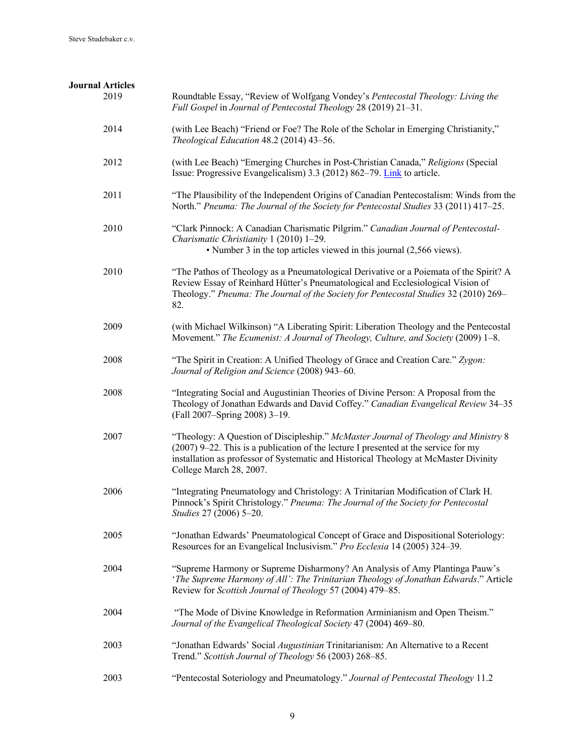**Journal Articles**

2019 Roundtable Essay, "Review of Wolfgang Vondey's *Pentecostal Theology: Living the Full Gospel* in *Journal of Pentecostal Theology* 28 (2019) 21–31.

2014 (with Lee Beach) "Friend or Foe? The Role of the Scholar in Emerging Christianity," *Theological Education* 48.2 (2014) 43–56.

2012 (with Lee Beach) "Emerging Churches in Post-Christian Canada," *Religions* (Special Issue: Progressive Evangelicalism) 3.3 (2012) 862–79. Link to article.

2011 "The Plausibility of the Independent Origins of Canadian Pentecostalism: Winds from the North." *Pneuma: The Journal of the Society for Pentecostal Studies* 33 (2011) 417–25.

2010 "Clark Pinnock: A Canadian Charismatic Pilgrim." *Canadian Journal of Pentecostal-Charismatic Christianity* 1 (2010) 1–29.
- Number 3 in the top articles viewed in this journal (2,566 views).

2010 "The Pathos of Theology as a Pneumatological Derivative or a Poiemata of the Spirit? A Review Essay of Reinhard Hütter's Pneumatological and Ecclesiological Vision of Theology." *Pneuma: The Journal of the Society for Pentecostal Studies* 32 (2010) 269–82.

2009 (with Michael Wilkinson) "A Liberating Spirit: Liberation Theology and the Pentecostal Movement." *The Ecumenist: A Journal of Theology, Culture, and Society* (2009) 1–8.

2008 "The Spirit in Creation: A Unified Theology of Grace and Creation Care." *Zygon: Journal of Religion and Science* (2008) 943–60.

2008 "Integrating Social and Augustinian Theories of Divine Person: A Proposal from the Theology of Jonathan Edwards and David Coffey." *Canadian Evangelical Review* 34–35 (Fall 2007–Spring 2008) 3–19.

2007 "Theology: A Question of Discipleship." *McMaster Journal of Theology and Ministry* 8 (2007) 9–22. This is a publication of the lecture I presented at the service for my installation as professor of Systematic and Historical Theology at McMaster Divinity College March 28, 2007.

2006 "Integrating Pneumatology and Christology: A Trinitarian Modification of Clark H. Pinnock's Spirit Christology." *Pneuma: The Journal of the Society for Pentecostal Studies* 27 (2006) 5–20.

2005 "Jonathan Edwards' Pneumatological Concept of Grace and Dispositional Soteriology: Resources for an Evangelical Inclusivism." *Pro Ecclesia* 14 (2005) 324–39.

2004 "Supreme Harmony or Supreme Disharmony? An Analysis of Amy Plantinga Pauw's '*The Supreme Harmony of All': The Trinitarian Theology of Jonathan Edwards*." Article Review for *Scottish Journal of Theology* 57 (2004) 479–85.

2004 "The Mode of Divine Knowledge in Reformation Arminianism and Open Theism." *Journal of the Evangelical Theological Society* 47 (2004) 469–80.

2003 "Jonathan Edwards' Social *Augustinian* Trinitarianism: An Alternative to a Recent Trend." *Scottish Journal of Theology* 56 (2003) 268–85.

2003 "Pentecostal Soteriology and Pneumatology." *Journal of Pentecostal Theology* 11.2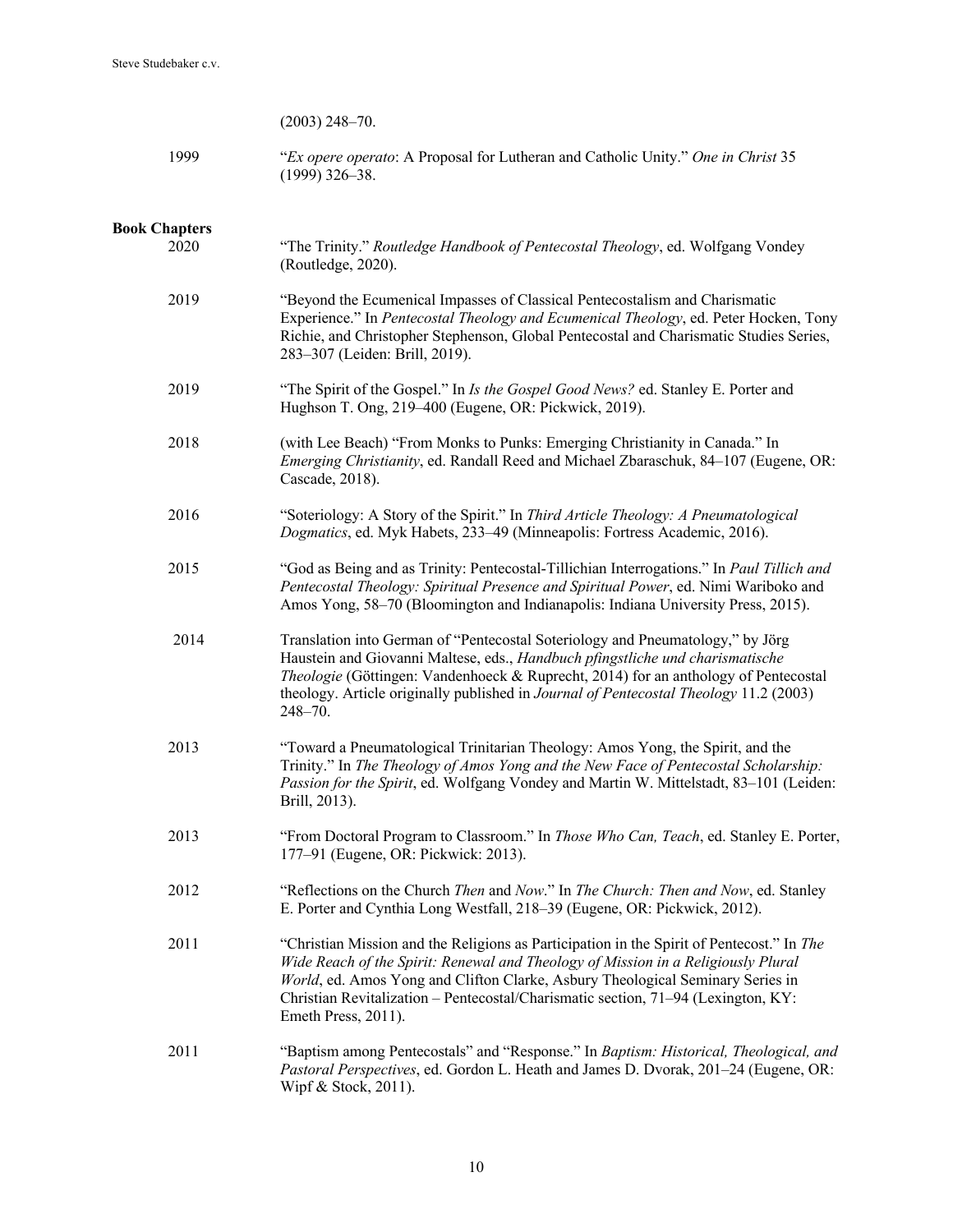(2003) 248–70.

1999 "*Ex opere operato*: A Proposal for Lutheran and Catholic Unity." *One in Christ* 35 (1999) 326–38.

**Book Chapters**

2020 "The Trinity." *Routledge Handbook of Pentecostal Theology*, ed. Wolfgang Vondey (Routledge, 2020).

2019 "Beyond the Ecumenical Impasses of Classical Pentecostalism and Charismatic Experience." In *Pentecostal Theology and Ecumenical Theology*, ed. Peter Hocken, Tony Richie, and Christopher Stephenson, Global Pentecostal and Charismatic Studies Series, 283–307 (Leiden: Brill, 2019).

2019 "The Spirit of the Gospel." In *Is the Gospel Good News?* ed. Stanley E. Porter and Hughson T. Ong, 219–400 (Eugene, OR: Pickwick, 2019).

2018 (with Lee Beach) "From Monks to Punks: Emerging Christianity in Canada." In *Emerging Christianity*, ed. Randall Reed and Michael Zbaraschuk, 84–107 (Eugene, OR: Cascade, 2018).

2016 "Soteriology: A Story of the Spirit." In *Third Article Theology: A Pneumatological Dogmatics*, ed. Myk Habets, 233–49 (Minneapolis: Fortress Academic, 2016).

2015 "God as Being and as Trinity: Pentecostal-Tillichian Interrogations." In *Paul Tillich and Pentecostal Theology: Spiritual Presence and Spiritual Power*, ed. Nimi Wariboko and Amos Yong, 58–70 (Bloomington and Indianapolis: Indiana University Press, 2015).

2014 Translation into German of "Pentecostal Soteriology and Pneumatology," by Jörg Haustein and Giovanni Maltese, eds., *Handbuch pfingstliche und charismatische Theologie* (Göttingen: Vandenhoeck & Ruprecht, 2014) for an anthology of Pentecostal theology. Article originally published in *Journal of Pentecostal Theology* 11.2 (2003) 248–70.

2013 "Toward a Pneumatological Trinitarian Theology: Amos Yong, the Spirit, and the Trinity." In *The Theology of Amos Yong and the New Face of Pentecostal Scholarship: Passion for the Spirit*, ed. Wolfgang Vondey and Martin W. Mittelstadt, 83–101 (Leiden: Brill, 2013).

2013 "From Doctoral Program to Classroom." In *Those Who Can, Teach*, ed. Stanley E. Porter, 177–91 (Eugene, OR: Pickwick: 2013).

2012 "Reflections on the Church *Then* and *Now*." In *The Church: Then and Now*, ed. Stanley E. Porter and Cynthia Long Westfall, 218–39 (Eugene, OR: Pickwick, 2012).

2011 "Christian Mission and the Religions as Participation in the Spirit of Pentecost." In *The Wide Reach of the Spirit: Renewal and Theology of Mission in a Religiously Plural World*, ed. Amos Yong and Clifton Clarke, Asbury Theological Seminary Series in Christian Revitalization – Pentecostal/Charismatic section, 71–94 (Lexington, KY: Emeth Press, 2011).

2011 "Baptism among Pentecostals" and "Response." In *Baptism: Historical, Theological, and Pastoral Perspectives*, ed. Gordon L. Heath and James D. Dvorak, 201–24 (Eugene, OR: Wipf & Stock, 2011).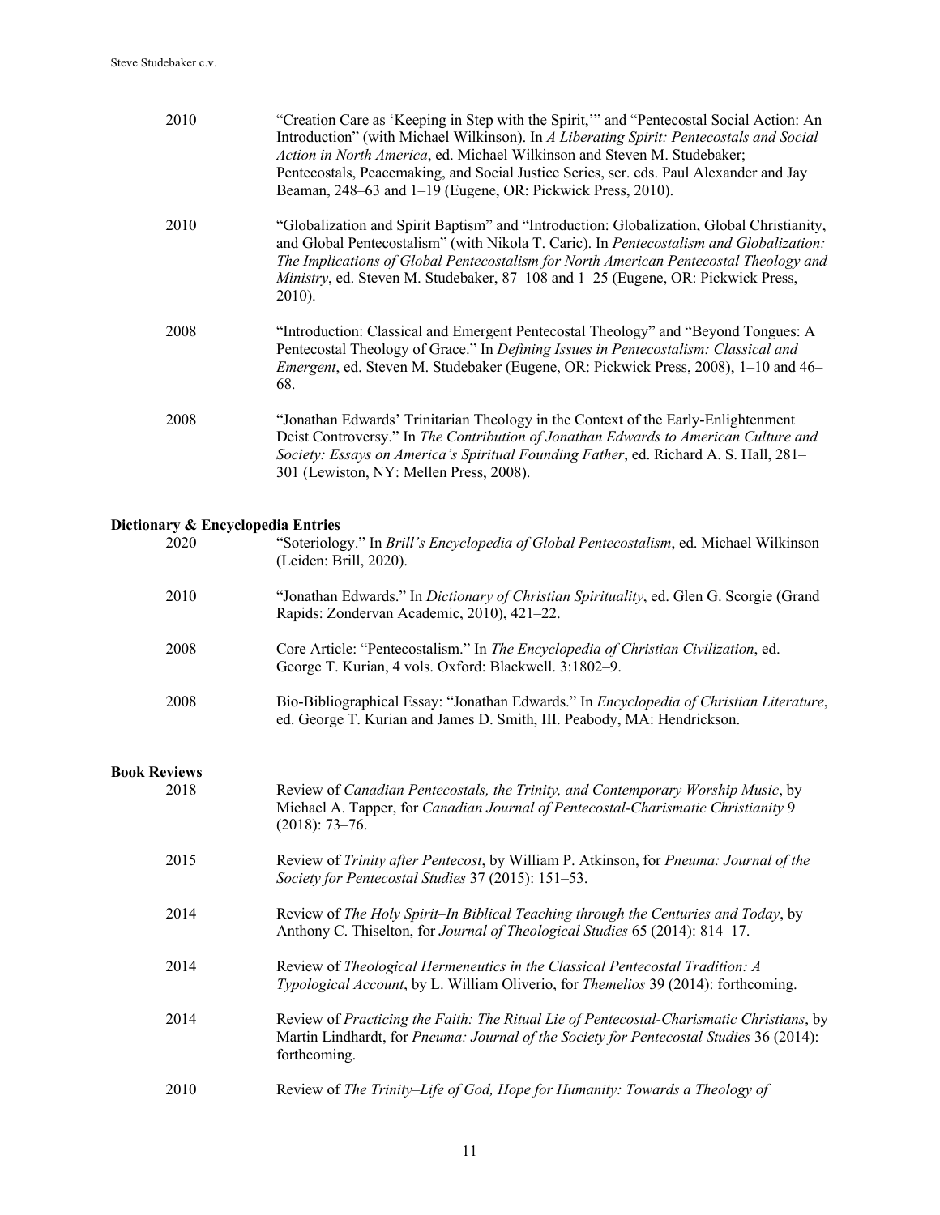2010 “Creation Care as ‘Keeping in Step with the Spirit,’” and “Pentecostal Social Action: An Introduction” (with Michael Wilkinson). In *A Liberating Spirit: Pentecostals and Social Action in North America*, ed. Michael Wilkinson and Steven M. Studebaker; Pentecostals, Peacemaking, and Social Justice Series, ser. eds. Paul Alexander and Jay Beaman, 248–63 and 1–19 (Eugene, OR: Pickwick Press, 2010).

2010 “Globalization and Spirit Baptism” and “Introduction: Globalization, Global Christianity, and Global Pentecostalism” (with Nikola T. Caric). In *Pentecostalism and Globalization: The Implications of Global Pentecostalism for North American Pentecostal Theology and Ministry*, ed. Steven M. Studebaker, 87–108 and 1–25 (Eugene, OR: Pickwick Press, 2010).

2008 “Introduction: Classical and Emergent Pentecostal Theology” and “Beyond Tongues: A Pentecostal Theology of Grace.” In *Defining Issues in Pentecostalism: Classical and Emergent*, ed. Steven M. Studebaker (Eugene, OR: Pickwick Press, 2008), 1–10 and 46–68.

2008 “Jonathan Edwards’ Trinitarian Theology in the Context of the Early-Enlightenment Deist Controversy.” In *The Contribution of Jonathan Edwards to American Culture and Society: Essays on America’s Spiritual Founding Father*, ed. Richard A. S. Hall, 281–301 (Lewiston, NY: Mellen Press, 2008).

**Dictionary & Encyclopedia Entries**

2020 “Soteriology.” In *Brill’s Encyclopedia of Global Pentecostalism*, ed. Michael Wilkinson (Leiden: Brill, 2020).

2010 “Jonathan Edwards.” In *Dictionary of Christian Spirituality*, ed. Glen G. Scorgie (Grand Rapids: Zondervan Academic, 2010), 421–22.

2008 Core Article: “Pentecostalism.” In *The Encyclopedia of Christian Civilization*, ed. George T. Kurian, 4 vols. Oxford: Blackwell. 3:1802–9.

2008 Bio-Bibliographical Essay: “Jonathan Edwards.” In *Encyclopedia of Christian Literature*, ed. George T. Kurian and James D. Smith, III. Peabody, MA: Hendrickson.

**Book Reviews**

2018 Review of *Canadian Pentecostals, the Trinity, and Contemporary Worship Music*, by Michael A. Tapper, for *Canadian Journal of Pentecostal-Charismatic Christianity* 9 (2018): 73–76.

2015 Review of *Trinity after Pentecost*, by William P. Atkinson, for *Pneuma: Journal of the Society for Pentecostal Studies* 37 (2015): 151–53.

2014 Review of *The Holy Spirit–In Biblical Teaching through the Centuries and Today*, by Anthony C. Thiselton, for *Journal of Theological Studies* 65 (2014): 814–17.

2014 Review of *Theological Hermeneutics in the Classical Pentecostal Tradition: A Typological Account*, by L. William Oliverio, for *Themelios* 39 (2014): forthcoming.

2014 Review of *Practicing the Faith: The Ritual Lie of Pentecostal-Charismatic Christians*, by Martin Lindhardt, for *Pneuma: Journal of the Society for Pentecostal Studies* 36 (2014): forthcoming.

2010 Review of *The Trinity–Life of God, Hope for Humanity: Towards a Theology of*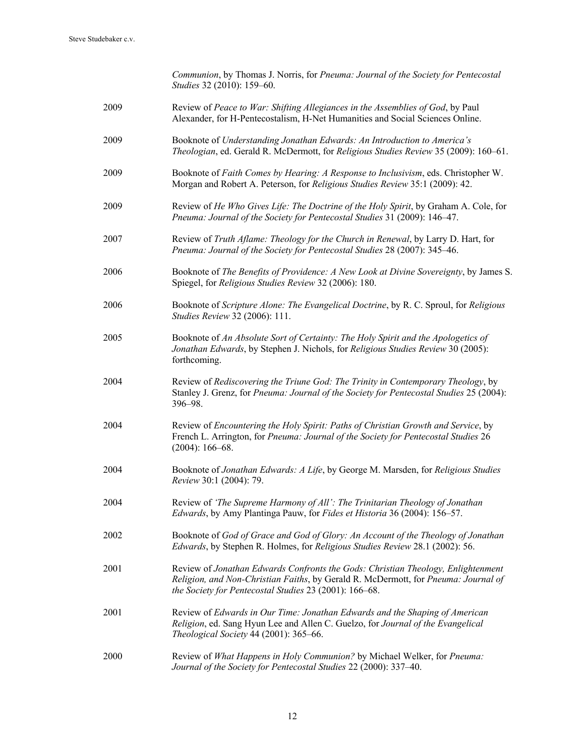*Communion*, by Thomas J. Norris, for *Pneuma: Journal of the Society for Pentecostal Studies* 32 (2010): 159–60.

2009 Review of *Peace to War: Shifting Allegiances in the Assemblies of God*, by Paul Alexander, for H-Pentecostalism, H-Net Humanities and Social Sciences Online.

2009 Booknote of *Understanding Jonathan Edwards: An Introduction to America's Theologian*, ed. Gerald R. McDermott, for *Religious Studies Review* 35 (2009): 160–61.

2009 Booknote of *Faith Comes by Hearing: A Response to Inclusivism*, eds. Christopher W. Morgan and Robert A. Peterson, for *Religious Studies Review* 35:1 (2009): 42.

2009 Review of *He Who Gives Life: The Doctrine of the Holy Spirit*, by Graham A. Cole, for *Pneuma: Journal of the Society for Pentecostal Studies* 31 (2009): 146–47.

2007 Review of *Truth Aflame: Theology for the Church in Renewal*, by Larry D. Hart, for *Pneuma: Journal of the Society for Pentecostal Studies* 28 (2007): 345–46.

2006 Booknote of *The Benefits of Providence: A New Look at Divine Sovereignty*, by James S. Spiegel, for *Religious Studies Review* 32 (2006): 180.

2006 Booknote of *Scripture Alone: The Evangelical Doctrine*, by R. C. Sproul, for *Religious Studies Review* 32 (2006): 111.

2005 Booknote of *An Absolute Sort of Certainty: The Holy Spirit and the Apologetics of Jonathan Edwards*, by Stephen J. Nichols, for *Religious Studies Review* 30 (2005): forthcoming.

2004 Review of *Rediscovering the Triune God: The Trinity in Contemporary Theology*, by Stanley J. Grenz, for *Pneuma: Journal of the Society for Pentecostal Studies* 25 (2004): 396–98.

2004 Review of *Encountering the Holy Spirit: Paths of Christian Growth and Service*, by French L. Arrington, for *Pneuma: Journal of the Society for Pentecostal Studies* 26 (2004): 166–68.

2004 Booknote of *Jonathan Edwards: A Life*, by George M. Marsden, for *Religious Studies Review* 30:1 (2004): 79.

2004 Review of *'The Supreme Harmony of All': The Trinitarian Theology of Jonathan Edwards*, by Amy Plantinga Pauw, for *Fides et Historia* 36 (2004): 156–57.

2002 Booknote of *God of Grace and God of Glory: An Account of the Theology of Jonathan Edwards*, by Stephen R. Holmes, for *Religious Studies Review* 28.1 (2002): 56.

2001 Review of *Jonathan Edwards Confronts the Gods: Christian Theology, Enlightenment Religion, and Non-Christian Faiths*, by Gerald R. McDermott, for *Pneuma: Journal of the Society for Pentecostal Studies* 23 (2001): 166–68.

2001 Review of *Edwards in Our Time: Jonathan Edwards and the Shaping of American Religion*, ed. Sang Hyun Lee and Allen C. Guelzo, for *Journal of the Evangelical Theological Society* 44 (2001): 365–66.

2000 Review of *What Happens in Holy Communion?* by Michael Welker, for *Pneuma: Journal of the Society for Pentecostal Studies* 22 (2000): 337–40.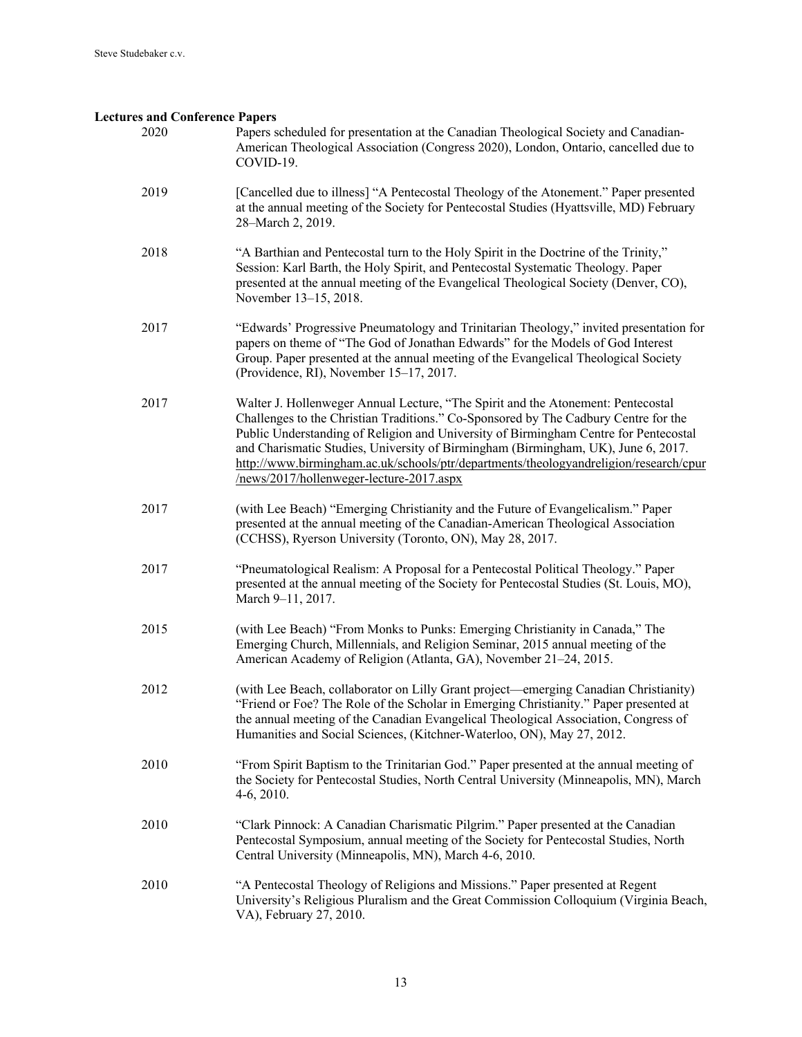## Lectures and Conference Papers

2020 — Papers scheduled for presentation at the Canadian Theological Society and Canadian-American Theological Association (Congress 2020), London, Ontario, cancelled due to COVID-19.

2019 — [Cancelled due to illness] "A Pentecostal Theology of the Atonement." Paper presented at the annual meeting of the Society for Pentecostal Studies (Hyattsville, MD) February 28–March 2, 2019.

2018 — "A Barthian and Pentecostal turn to the Holy Spirit in the Doctrine of the Trinity," Session: Karl Barth, the Holy Spirit, and Pentecostal Systematic Theology. Paper presented at the annual meeting of the Evangelical Theological Society (Denver, CO), November 13–15, 2018.

2017 — "Edwards' Progressive Pneumatology and Trinitarian Theology," invited presentation for papers on theme of "The God of Jonathan Edwards" for the Models of God Interest Group. Paper presented at the annual meeting of the Evangelical Theological Society (Providence, RI), November 15–17, 2017.

2017 — Walter J. Hollenweger Annual Lecture, "The Spirit and the Atonement: Pentecostal Challenges to the Christian Traditions." Co-Sponsored by The Cadbury Centre for the Public Understanding of Religion and University of Birmingham Centre for Pentecostal and Charismatic Studies, University of Birmingham (Birmingham, UK), June 6, 2017. http://www.birmingham.ac.uk/schools/ptr/departments/theologyandreligion/research/cpur/news/2017/hollenweger-lecture-2017.aspx

2017 — (with Lee Beach) "Emerging Christianity and the Future of Evangelicalism." Paper presented at the annual meeting of the Canadian-American Theological Association (CCHSS), Ryerson University (Toronto, ON), May 28, 2017.

2017 — "Pneumatological Realism: A Proposal for a Pentecostal Political Theology." Paper presented at the annual meeting of the Society for Pentecostal Studies (St. Louis, MO), March 9–11, 2017.

2015 — (with Lee Beach) "From Monks to Punks: Emerging Christianity in Canada," The Emerging Church, Millennials, and Religion Seminar, 2015 annual meeting of the American Academy of Religion (Atlanta, GA), November 21–24, 2015.

2012 — (with Lee Beach, collaborator on Lilly Grant project—emerging Canadian Christianity) "Friend or Foe? The Role of the Scholar in Emerging Christianity." Paper presented at the annual meeting of the Canadian Evangelical Theological Association, Congress of Humanities and Social Sciences, (Kitchner-Waterloo, ON), May 27, 2012.

2010 — "From Spirit Baptism to the Trinitarian God." Paper presented at the annual meeting of the Society for Pentecostal Studies, North Central University (Minneapolis, MN), March 4-6, 2010.

2010 — "Clark Pinnock: A Canadian Charismatic Pilgrim." Paper presented at the Canadian Pentecostal Symposium, annual meeting of the Society for Pentecostal Studies, North Central University (Minneapolis, MN), March 4-6, 2010.

2010 — "A Pentecostal Theology of Religions and Missions." Paper presented at Regent University's Religious Pluralism and the Great Commission Colloquium (Virginia Beach, VA), February 27, 2010.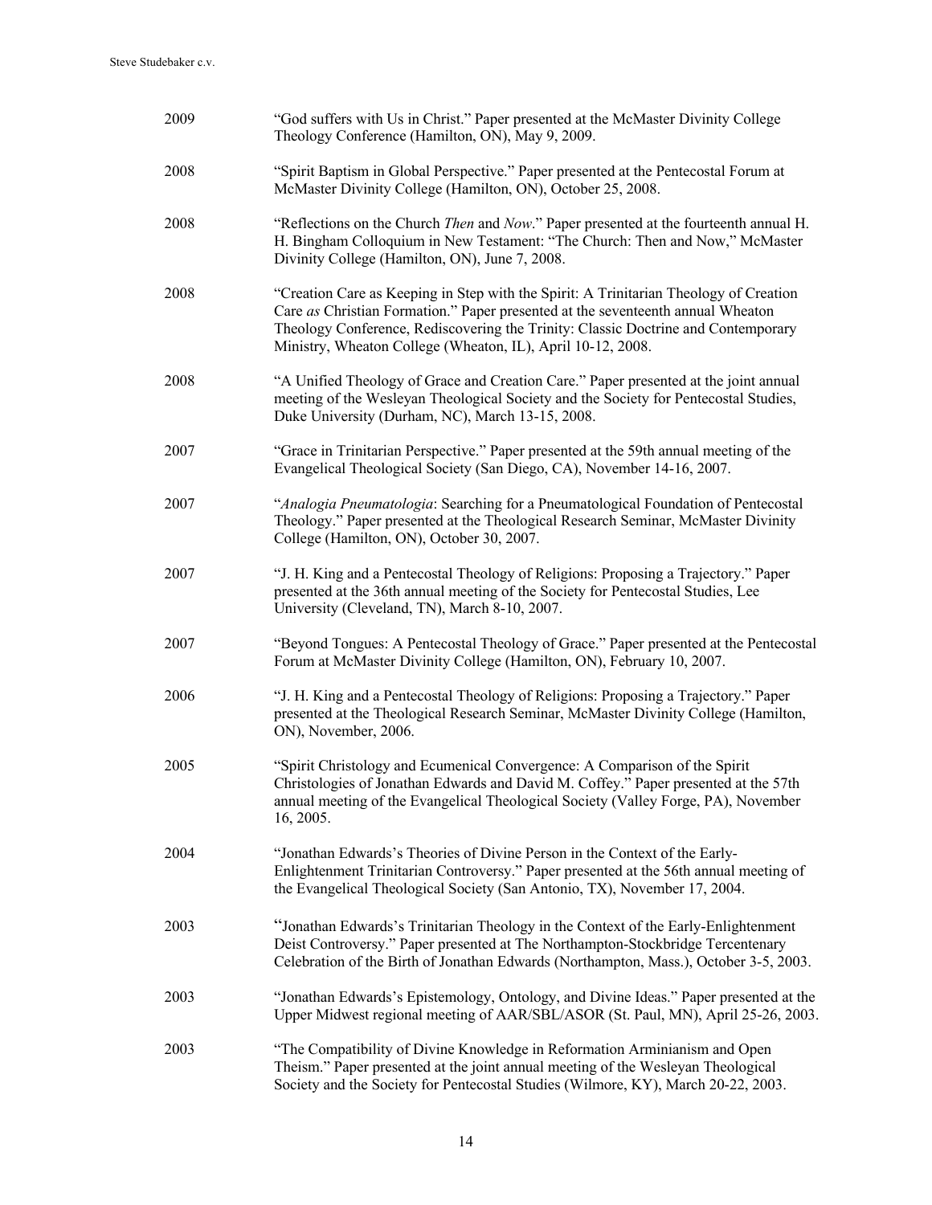2009 “God suffers with Us in Christ.” Paper presented at the McMaster Divinity College Theology Conference (Hamilton, ON), May 9, 2009.

2008 “Spirit Baptism in Global Perspective.” Paper presented at the Pentecostal Forum at McMaster Divinity College (Hamilton, ON), October 25, 2008.

2008 “Reflections on the Church *Then* and *Now*.” Paper presented at the fourteenth annual H. H. Bingham Colloquium in New Testament: “The Church: Then and Now,” McMaster Divinity College (Hamilton, ON), June 7, 2008.

2008 “Creation Care as Keeping in Step with the Spirit: A Trinitarian Theology of Creation Care *as* Christian Formation.” Paper presented at the seventeenth annual Wheaton Theology Conference, Rediscovering the Trinity: Classic Doctrine and Contemporary Ministry, Wheaton College (Wheaton, IL), April 10-12, 2008.

2008 “A Unified Theology of Grace and Creation Care.” Paper presented at the joint annual meeting of the Wesleyan Theological Society and the Society for Pentecostal Studies, Duke University (Durham, NC), March 13-15, 2008.

2007 “Grace in Trinitarian Perspective.” Paper presented at the 59th annual meeting of the Evangelical Theological Society (San Diego, CA), November 14-16, 2007.

2007 “*Analogia Pneumatologia*: Searching for a Pneumatological Foundation of Pentecostal Theology.” Paper presented at the Theological Research Seminar, McMaster Divinity College (Hamilton, ON), October 30, 2007.

2007 “J. H. King and a Pentecostal Theology of Religions: Proposing a Trajectory.” Paper presented at the 36th annual meeting of the Society for Pentecostal Studies, Lee University (Cleveland, TN), March 8-10, 2007.

2007 “Beyond Tongues: A Pentecostal Theology of Grace.” Paper presented at the Pentecostal Forum at McMaster Divinity College (Hamilton, ON), February 10, 2007.

2006 “J. H. King and a Pentecostal Theology of Religions: Proposing a Trajectory.” Paper presented at the Theological Research Seminar, McMaster Divinity College (Hamilton, ON), November, 2006.

2005 “Spirit Christology and Ecumenical Convergence: A Comparison of the Spirit Christologies of Jonathan Edwards and David M. Coffey.” Paper presented at the 57th annual meeting of the Evangelical Theological Society (Valley Forge, PA), November 16, 2005.

2004 “Jonathan Edwards’s Theories of Divine Person in the Context of the Early-Enlightenment Trinitarian Controversy.” Paper presented at the 56th annual meeting of the Evangelical Theological Society (San Antonio, TX), November 17, 2004.

2003 “Jonathan Edwards’s Trinitarian Theology in the Context of the Early-Enlightenment Deist Controversy.” Paper presented at The Northampton-Stockbridge Tercentenary Celebration of the Birth of Jonathan Edwards (Northampton, Mass.), October 3-5, 2003.

2003 “Jonathan Edwards’s Epistemology, Ontology, and Divine Ideas.” Paper presented at the Upper Midwest regional meeting of AAR/SBL/ASOR (St. Paul, MN), April 25-26, 2003.

2003 “The Compatibility of Divine Knowledge in Reformation Arminianism and Open Theism.” Paper presented at the joint annual meeting of the Wesleyan Theological Society and the Society for Pentecostal Studies (Wilmore, KY), March 20-22, 2003.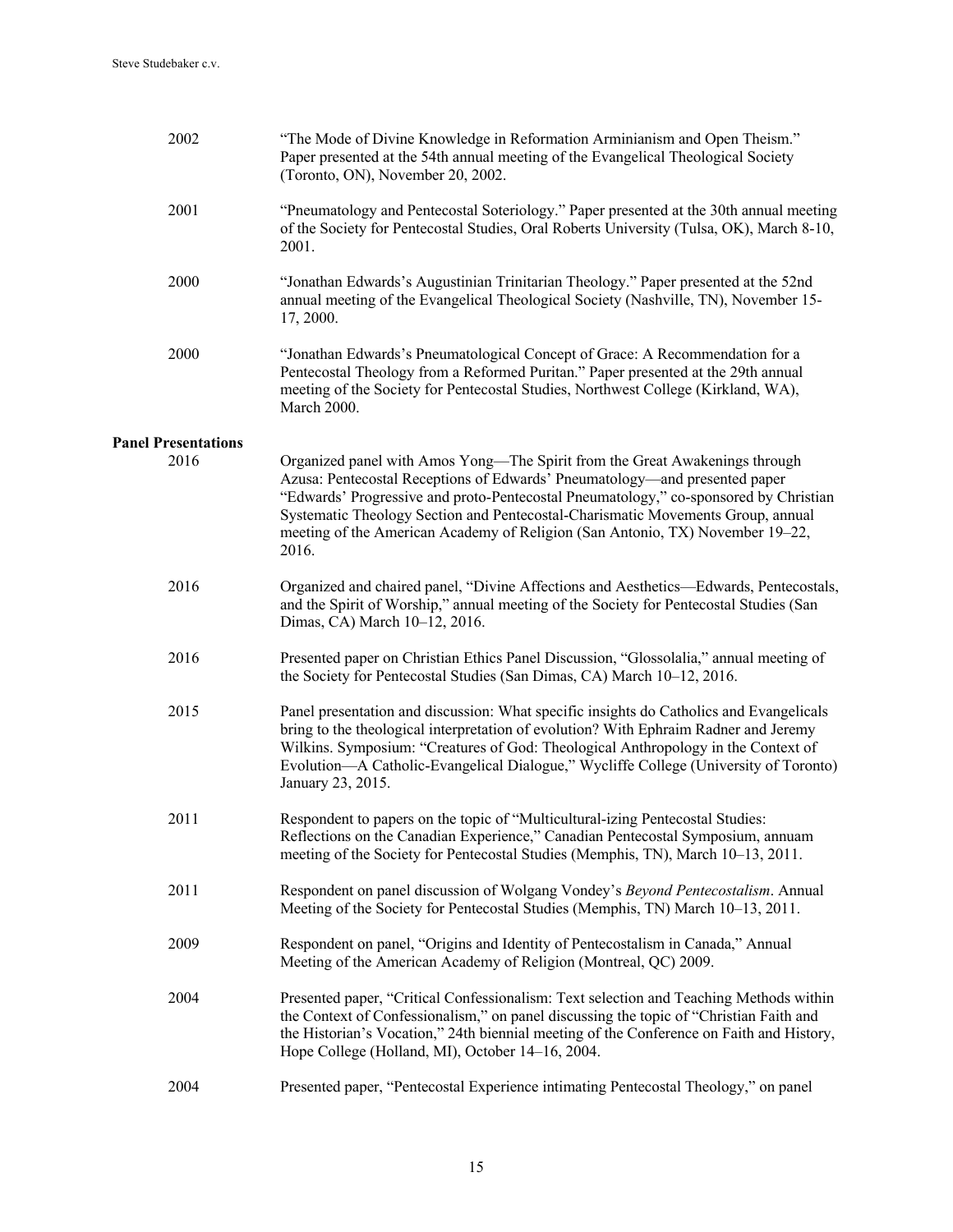2002 — "The Mode of Divine Knowledge in Reformation Arminianism and Open Theism." Paper presented at the 54th annual meeting of the Evangelical Theological Society (Toronto, ON), November 20, 2002.

2001 — "Pneumatology and Pentecostal Soteriology." Paper presented at the 30th annual meeting of the Society for Pentecostal Studies, Oral Roberts University (Tulsa, OK), March 8-10, 2001.

2000 — "Jonathan Edwards's Augustinian Trinitarian Theology." Paper presented at the 52nd annual meeting of the Evangelical Theological Society (Nashville, TN), November 15-17, 2000.

2000 — "Jonathan Edwards's Pneumatological Concept of Grace: A Recommendation for a Pentecostal Theology from a Reformed Puritan." Paper presented at the 29th annual meeting of the Society for Pentecostal Studies, Northwest College (Kirkland, WA), March 2000.

**Panel Presentations**

2016 — Organized panel with Amos Yong—The Spirit from the Great Awakenings through Azusa: Pentecostal Receptions of Edwards' Pneumatology—and presented paper "Edwards' Progressive and proto-Pentecostal Pneumatology," co-sponsored by Christian Systematic Theology Section and Pentecostal-Charismatic Movements Group, annual meeting of the American Academy of Religion (San Antonio, TX) November 19–22, 2016.

2016 — Organized and chaired panel, "Divine Affections and Aesthetics—Edwards, Pentecostals, and the Spirit of Worship," annual meeting of the Society for Pentecostal Studies (San Dimas, CA) March 10–12, 2016.

2016 — Presented paper on Christian Ethics Panel Discussion, "Glossolalia," annual meeting of the Society for Pentecostal Studies (San Dimas, CA) March 10–12, 2016.

2015 — Panel presentation and discussion: What specific insights do Catholics and Evangelicals bring to the theological interpretation of evolution? With Ephraim Radner and Jeremy Wilkins. Symposium: "Creatures of God: Theological Anthropology in the Context of Evolution—A Catholic-Evangelical Dialogue," Wycliffe College (University of Toronto) January 23, 2015.

2011 — Respondent to papers on the topic of "Multicultural-izing Pentecostal Studies: Reflections on the Canadian Experience," Canadian Pentecostal Symposium, annuam meeting of the Society for Pentecostal Studies (Memphis, TN), March 10–13, 2011.

2011 — Respondent on panel discussion of Wolgang Vondey's *Beyond Pentecostalism*. Annual Meeting of the Society for Pentecostal Studies (Memphis, TN) March 10–13, 2011.

2009 — Respondent on panel, "Origins and Identity of Pentecostalism in Canada," Annual Meeting of the American Academy of Religion (Montreal, QC) 2009.

2004 — Presented paper, "Critical Confessionalism: Text selection and Teaching Methods within the Context of Confessionalism," on panel discussing the topic of "Christian Faith and the Historian's Vocation," 24th biennial meeting of the Conference on Faith and History, Hope College (Holland, MI), October 14–16, 2004.

2004 — Presented paper, "Pentecostal Experience intimating Pentecostal Theology," on panel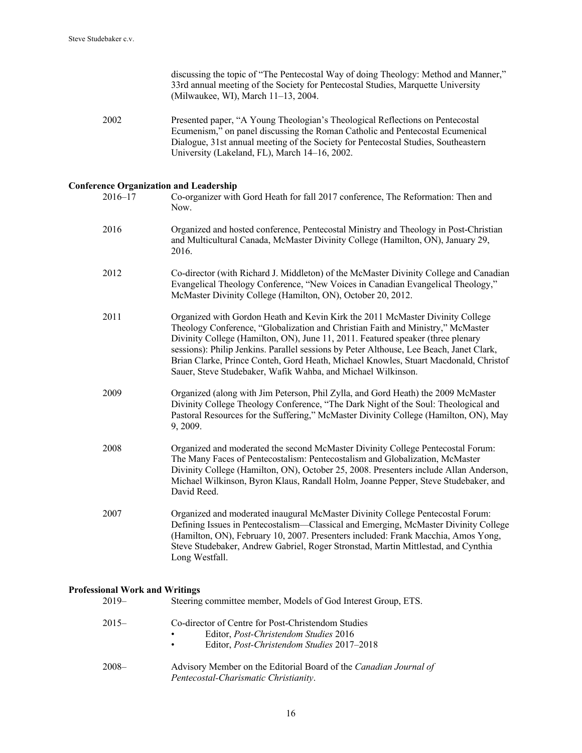discussing the topic of "The Pentecostal Way of doing Theology: Method and Manner," 33rd annual meeting of the Society for Pentecostal Studies, Marquette University (Milwaukee, WI), March 11–13, 2004.

2002 — Presented paper, "A Young Theologian's Theological Reflections on Pentecostal Ecumenism," on panel discussing the Roman Catholic and Pentecostal Ecumenical Dialogue, 31st annual meeting of the Society for Pentecostal Studies, Southeastern University (Lakeland, FL), March 14–16, 2002.

**Conference Organization and Leadership**

2016–17 — Co-organizer with Gord Heath for fall 2017 conference, The Reformation: Then and Now.

2016 — Organized and hosted conference, Pentecostal Ministry and Theology in Post-Christian and Multicultural Canada, McMaster Divinity College (Hamilton, ON), January 29, 2016.

2012 — Co-director (with Richard J. Middleton) of the McMaster Divinity College and Canadian Evangelical Theology Conference, "New Voices in Canadian Evangelical Theology," McMaster Divinity College (Hamilton, ON), October 20, 2012.

2011 — Organized with Gordon Heath and Kevin Kirk the 2011 McMaster Divinity College Theology Conference, "Globalization and Christian Faith and Ministry," McMaster Divinity College (Hamilton, ON), June 11, 2011. Featured speaker (three plenary sessions): Philip Jenkins. Parallel sessions by Peter Althouse, Lee Beach, Janet Clark, Brian Clarke, Prince Conteh, Gord Heath, Michael Knowles, Stuart Macdonald, Christof Sauer, Steve Studebaker, Wafik Wahba, and Michael Wilkinson.

2009 — Organized (along with Jim Peterson, Phil Zylla, and Gord Heath) the 2009 McMaster Divinity College Theology Conference, "The Dark Night of the Soul: Theological and Pastoral Resources for the Suffering," McMaster Divinity College (Hamilton, ON), May 9, 2009.

2008 — Organized and moderated the second McMaster Divinity College Pentecostal Forum: The Many Faces of Pentecostalism: Pentecostalism and Globalization, McMaster Divinity College (Hamilton, ON), October 25, 2008. Presenters include Allan Anderson, Michael Wilkinson, Byron Klaus, Randall Holm, Joanne Pepper, Steve Studebaker, and David Reed.

2007 — Organized and moderated inaugural McMaster Divinity College Pentecostal Forum: Defining Issues in Pentecostalism—Classical and Emerging, McMaster Divinity College (Hamilton, ON), February 10, 2007. Presenters included: Frank Macchia, Amos Yong, Steve Studebaker, Andrew Gabriel, Roger Stronstad, Martin Mittlestad, and Cynthia Long Westfall.

**Professional Work and Writings**

2019– — Steering committee member, Models of God Interest Group, ETS.

2015– — Co-director of Centre for Post-Christendom Studies
- Editor, *Post-Christendom Studies* 2016
- Editor, *Post-Christendom Studies* 2017–2018

2008– — Advisory Member on the Editorial Board of the *Canadian Journal of Pentecostal-Charismatic Christianity*.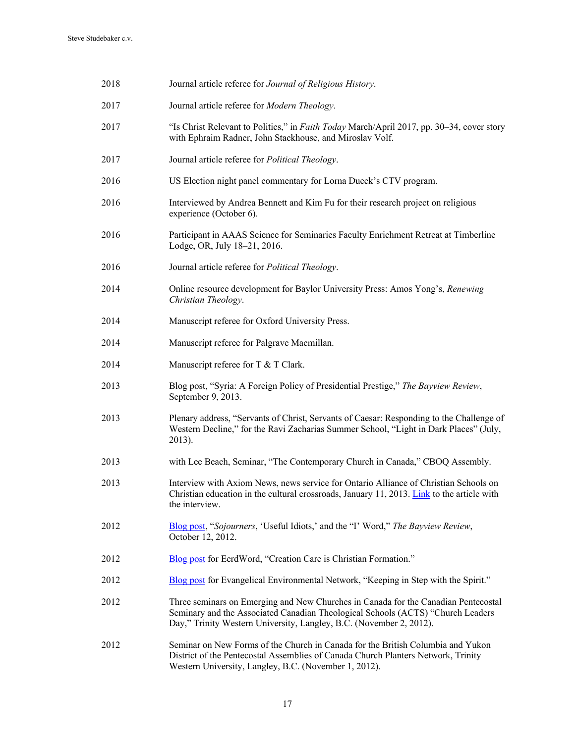2018 Journal article referee for *Journal of Religious History*.

2017 Journal article referee for *Modern Theology*.

2017 "Is Christ Relevant to Politics," in *Faith Today* March/April 2017, pp. 30–34, cover story with Ephraim Radner, John Stackhouse, and Miroslav Volf.

2017 Journal article referee for *Political Theology*.

2016 US Election night panel commentary for Lorna Dueck's CTV program.

2016 Interviewed by Andrea Bennett and Kim Fu for their research project on religious experience (October 6).

2016 Participant in AAAS Science for Seminaries Faculty Enrichment Retreat at Timberline Lodge, OR, July 18–21, 2016.

2016 Journal article referee for *Political Theology*.

2014 Online resource development for Baylor University Press: Amos Yong's, *Renewing Christian Theology*.

2014 Manuscript referee for Oxford University Press.

2014 Manuscript referee for Palgrave Macmillan.

2014 Manuscript referee for T & T Clark.

2013 Blog post, "Syria: A Foreign Policy of Presidential Prestige," *The Bayview Review*, September 9, 2013.

2013 Plenary address, "Servants of Christ, Servants of Caesar: Responding to the Challenge of Western Decline," for the Ravi Zacharias Summer School, "Light in Dark Places" (July, 2013).

2013 with Lee Beach, Seminar, "The Contemporary Church in Canada," CBOQ Assembly.

2013 Interview with Axiom News, news service for Ontario Alliance of Christian Schools on Christian education in the cultural crossroads, January 11, 2013. Link to the article with the interview.

2012 Blog post, "*Sojourners*, 'Useful Idiots,' and the "I" Word," *The Bayview Review*, October 12, 2012.

2012 Blog post for EerdWord, "Creation Care is Christian Formation."

2012 Blog post for Evangelical Environmental Network, "Keeping in Step with the Spirit."

2012 Three seminars on Emerging and New Churches in Canada for the Canadian Pentecostal Seminary and the Associated Canadian Theological Schools (ACTS) "Church Leaders Day," Trinity Western University, Langley, B.C. (November 2, 2012).

2012 Seminar on New Forms of the Church in Canada for the British Columbia and Yukon District of the Pentecostal Assemblies of Canada Church Planters Network, Trinity Western University, Langley, B.C. (November 1, 2012).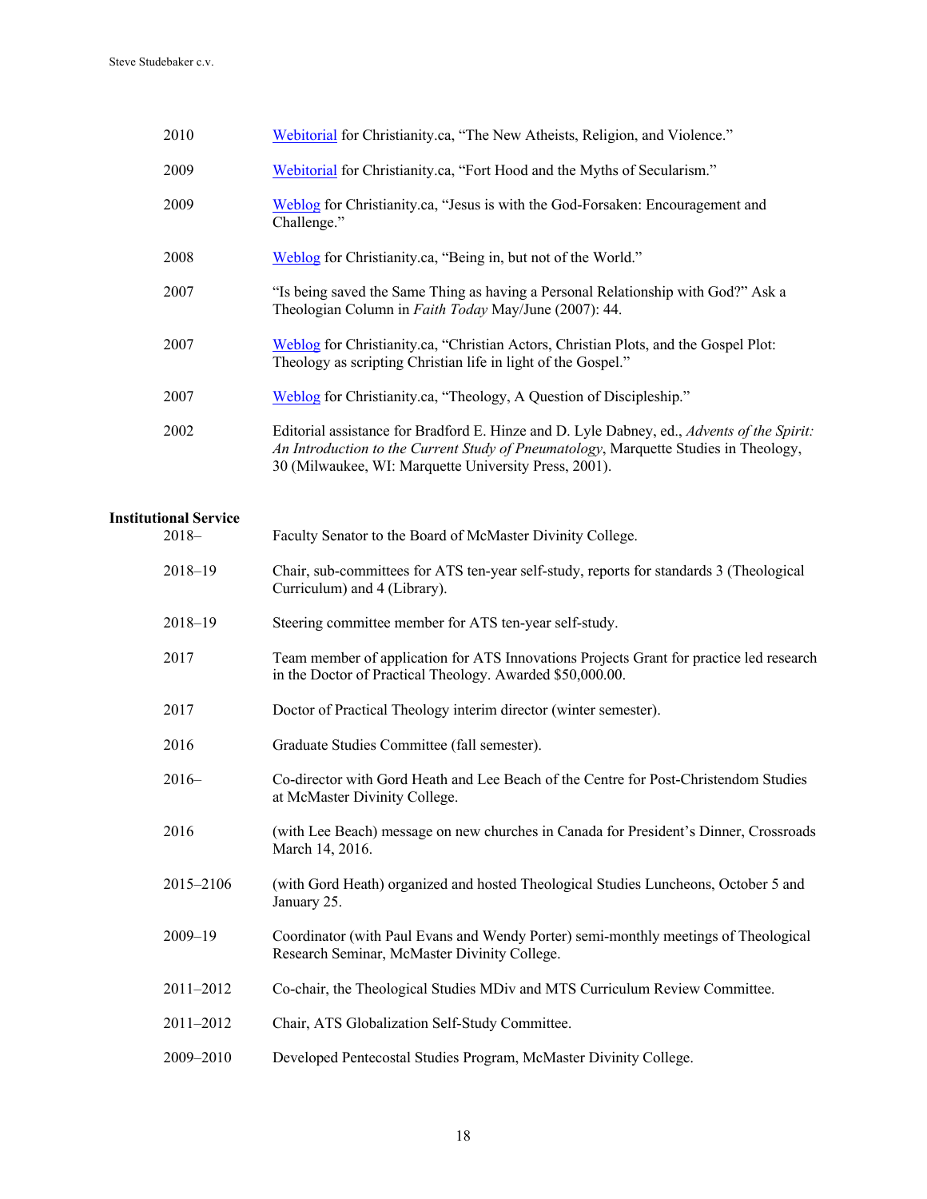| | |
|---|---|
| 2010 | Webitorial for Christianity.ca, "The New Atheists, Religion, and Violence." |
| 2009 | Webitorial for Christianity.ca, "Fort Hood and the Myths of Secularism." |
| 2009 | Weblog for Christianity.ca, "Jesus is with the God-Forsaken: Encouragement and Challenge." |
| 2008 | Weblog for Christianity.ca, "Being in, but not of the World." |
| 2007 | "Is being saved the Same Thing as having a Personal Relationship with God?" Ask a Theologian Column in *Faith Today* May/June (2007): 44. |
| 2007 | Weblog for Christianity.ca, "Christian Actors, Christian Plots, and the Gospel Plot: Theology as scripting Christian life in light of the Gospel." |
| 2007 | Weblog for Christianity.ca, "Theology, A Question of Discipleship." |
| 2002 | Editorial assistance for Bradford E. Hinze and D. Lyle Dabney, ed., *Advents of the Spirit: An Introduction to the Current Study of Pneumatology*, Marquette Studies in Theology, 30 (Milwaukee, WI: Marquette University Press, 2001). |

**Institutional Service**

| | |
|---|---|
| 2018– | Faculty Senator to the Board of McMaster Divinity College. |
| 2018–19 | Chair, sub-committees for ATS ten-year self-study, reports for standards 3 (Theological Curriculum) and 4 (Library). |
| 2018–19 | Steering committee member for ATS ten-year self-study. |
| 2017 | Team member of application for ATS Innovations Projects Grant for practice led research in the Doctor of Practical Theology. Awarded $50,000.00. |
| 2017 | Doctor of Practical Theology interim director (winter semester). |
| 2016 | Graduate Studies Committee (fall semester). |
| 2016– | Co-director with Gord Heath and Lee Beach of the Centre for Post-Christendom Studies at McMaster Divinity College. |
| 2016 | (with Lee Beach) message on new churches in Canada for President's Dinner, Crossroads March 14, 2016. |
| 2015–2106 | (with Gord Heath) organized and hosted Theological Studies Luncheons, October 5 and January 25. |
| 2009–19 | Coordinator (with Paul Evans and Wendy Porter) semi-monthly meetings of Theological Research Seminar, McMaster Divinity College. |
| 2011–2012 | Co-chair, the Theological Studies MDiv and MTS Curriculum Review Committee. |
| 2011–2012 | Chair, ATS Globalization Self-Study Committee. |
| 2009–2010 | Developed Pentecostal Studies Program, McMaster Divinity College. |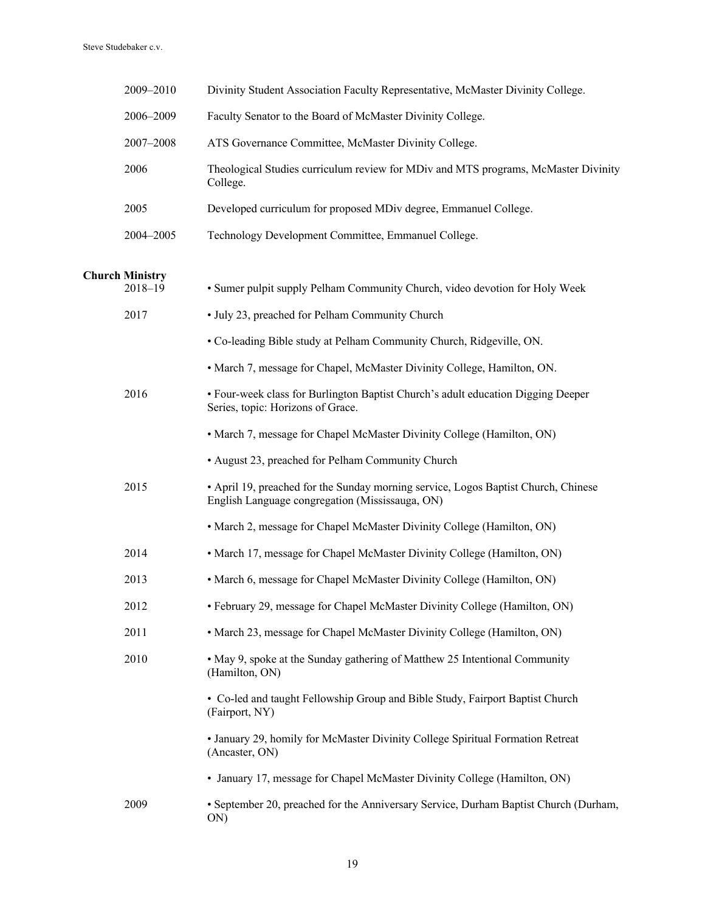| | |
|---|---|
| 2009–2010 | Divinity Student Association Faculty Representative, McMaster Divinity College. |
| 2006–2009 | Faculty Senator to the Board of McMaster Divinity College. |
| 2007–2008 | ATS Governance Committee, McMaster Divinity College. |
| 2006 | Theological Studies curriculum review for MDiv and MTS programs, McMaster Divinity College. |
| 2005 | Developed curriculum for proposed MDiv degree, Emmanuel College. |
| 2004–2005 | Technology Development Committee, Emmanuel College. |

**Church Ministry**

| | |
|---|---|
| 2018–19 | • Sumer pulpit supply Pelham Community Church, video devotion for Holy Week |
| 2017 | • July 23, preached for Pelham Community Church |
| | • Co-leading Bible study at Pelham Community Church, Ridgeville, ON. |
| | • March 7, message for Chapel, McMaster Divinity College, Hamilton, ON. |
| 2016 | • Four-week class for Burlington Baptist Church's adult education Digging Deeper Series, topic: Horizons of Grace. |
| | • March 7, message for Chapel McMaster Divinity College (Hamilton, ON) |
| | • August 23, preached for Pelham Community Church |
| 2015 | • April 19, preached for the Sunday morning service, Logos Baptist Church, Chinese English Language congregation (Mississauga, ON) |
| | • March 2, message for Chapel McMaster Divinity College (Hamilton, ON) |
| 2014 | • March 17, message for Chapel McMaster Divinity College (Hamilton, ON) |
| 2013 | • March 6, message for Chapel McMaster Divinity College (Hamilton, ON) |
| 2012 | • February 29, message for Chapel McMaster Divinity College (Hamilton, ON) |
| 2011 | • March 23, message for Chapel McMaster Divinity College (Hamilton, ON) |
| 2010 | • May 9, spoke at the Sunday gathering of Matthew 25 Intentional Community (Hamilton, ON) |
| | • Co-led and taught Fellowship Group and Bible Study, Fairport Baptist Church (Fairport, NY) |
| | • January 29, homily for McMaster Divinity College Spiritual Formation Retreat (Ancaster, ON) |
| | • January 17, message for Chapel McMaster Divinity College (Hamilton, ON) |
| 2009 | • September 20, preached for the Anniversary Service, Durham Baptist Church (Durham, ON) |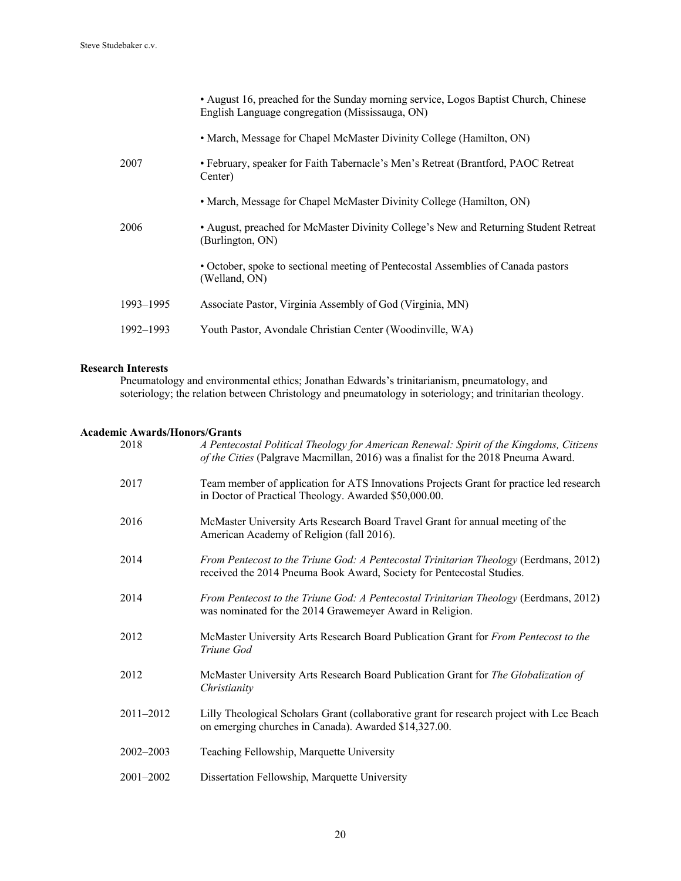| | |
|---|---|
| | • August 16, preached for the Sunday morning service, Logos Baptist Church, Chinese English Language congregation (Mississauga, ON) |
| | • March, Message for Chapel McMaster Divinity College (Hamilton, ON) |
| 2007 | • February, speaker for Faith Tabernacle's Men's Retreat (Brantford, PAOC Retreat Center) |
| | • March, Message for Chapel McMaster Divinity College (Hamilton, ON) |
| 2006 | • August, preached for McMaster Divinity College's New and Returning Student Retreat (Burlington, ON) |
| | • October, spoke to sectional meeting of Pentecostal Assemblies of Canada pastors (Welland, ON) |
| 1993–1995 | Associate Pastor, Virginia Assembly of God (Virginia, MN) |
| 1992–1993 | Youth Pastor, Avondale Christian Center (Woodinville, WA) |

**Research Interests**

Pneumatology and environmental ethics; Jonathan Edwards's trinitarianism, pneumatology, and soteriology; the relation between Christology and pneumatology in soteriology; and trinitarian theology.

**Academic Awards/Honors/Grants**

| | |
|---|---|
| 2018 | *A Pentecostal Political Theology for American Renewal: Spirit of the Kingdoms, Citizens of the Cities* (Palgrave Macmillan, 2016) was a finalist for the 2018 Pneuma Award. |
| 2017 | Team member of application for ATS Innovations Projects Grant for practice led research in Doctor of Practical Theology. Awarded $50,000.00. |
| 2016 | McMaster University Arts Research Board Travel Grant for annual meeting of the American Academy of Religion (fall 2016). |
| 2014 | *From Pentecost to the Triune God: A Pentecostal Trinitarian Theology* (Eerdmans, 2012) received the 2014 Pneuma Book Award, Society for Pentecostal Studies. |
| 2014 | *From Pentecost to the Triune God: A Pentecostal Trinitarian Theology* (Eerdmans, 2012) was nominated for the 2014 Grawemeyer Award in Religion. |
| 2012 | McMaster University Arts Research Board Publication Grant for *From Pentecost to the Triune God* |
| 2012 | McMaster University Arts Research Board Publication Grant for *The Globalization of Christianity* |
| 2011–2012 | Lilly Theological Scholars Grant (collaborative grant for research project with Lee Beach on emerging churches in Canada). Awarded $14,327.00. |
| 2002–2003 | Teaching Fellowship, Marquette University |
| 2001–2002 | Dissertation Fellowship, Marquette University |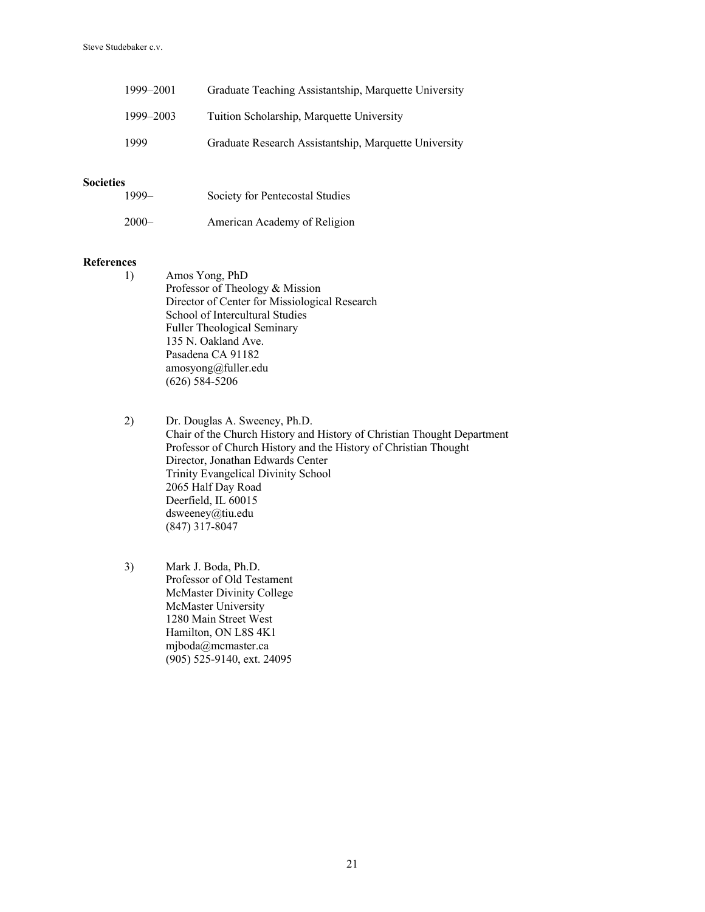1999–2001  Graduate Teaching Assistantship, Marquette University

1999–2003  Tuition Scholarship, Marquette University

1999  Graduate Research Assistantship, Marquette University

**Societies**

1999–  Society for Pentecostal Studies

2000–  American Academy of Religion

**References**

1) Amos Yong, PhD
Professor of Theology & Mission
Director of Center for Missiological Research
School of Intercultural Studies
Fuller Theological Seminary
135 N. Oakland Ave.
Pasadena CA 91182
amosyong@fuller.edu
(626) 584-5206

2) Dr. Douglas A. Sweeney, Ph.D.
Chair of the Church History and History of Christian Thought Department
Professor of Church History and the History of Christian Thought
Director, Jonathan Edwards Center
Trinity Evangelical Divinity School
2065 Half Day Road
Deerfield, IL 60015
dsweeney@tiu.edu
(847) 317-8047

3) Mark J. Boda, Ph.D.
Professor of Old Testament
McMaster Divinity College
McMaster University
1280 Main Street West
Hamilton, ON L8S 4K1
mjboda@mcmaster.ca
(905) 525-9140, ext. 24095